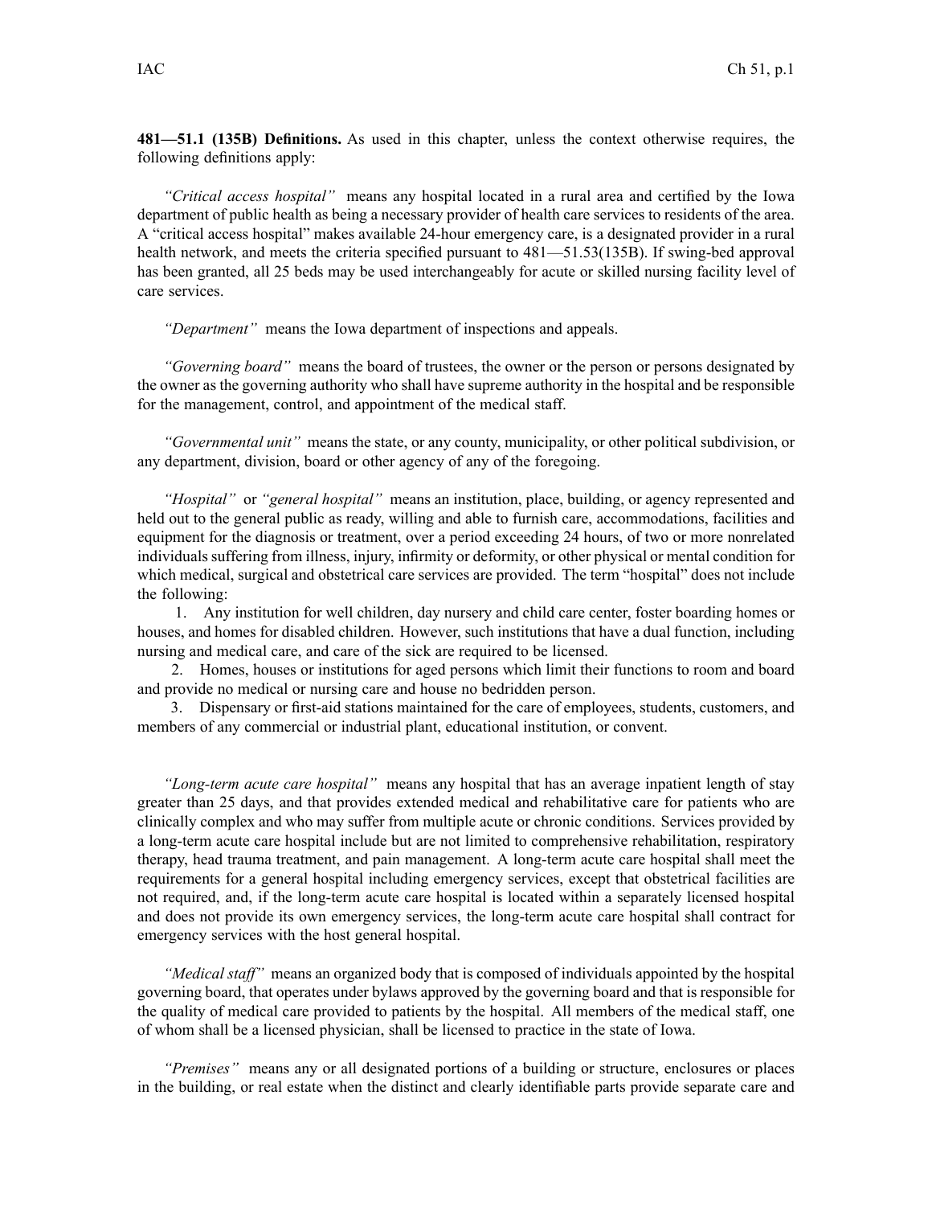**481—51.1 (135B) Definitions.** As used in this chapter, unless the context otherwise requires, the following definitions apply:

*"Critical access hospital"* means any hospital located in a rural area and certified by the Iowa department of public health as being a necessary provider of health care services to residents of the area. A "critical access hospital" makes available 24-hour emergency care, is a designated provider in a rural health network, and meets the criteria specified pursuant to 481—51.53(135B). If swing-bed approval has been granted, all 25 beds may be used interchangeably for acute or skilled nursing facility level of care services.

*"Department"* means the Iowa department of inspections and appeals.

*"Governing board"* means the board of trustees, the owner or the person or persons designated by the owner as the governing authority who shall have supreme authority in the hospital and be responsible for the management, control, and appointment of the medical staff.

*"Governmental unit"* means the state, or any county, municipality, or other political subdivision, or any department, division, board or other agency of any of the foregoing.

*"Hospital"* or *"general hospital"* means an institution, place, building, or agency represented and held out to the general public as ready, willing and able to furnish care, accommodations, facilities and equipment for the diagnosis or treatment, over a period exceeding 24 hours, of two or more nonrelated individuals suffering from illness, injury, infirmity or deformity, or other physical or mental condition for which medical, surgical and obstetrical care services are provided. The term "hospital" does not include the following:

1. Any institution for well children, day nursery and child care center, foster boarding homes or houses, and homes for disabled children. However, such institutions that have a dual function, including nursing and medical care, and care of the sick are required to be licensed.
2. Homes, houses or institutions for aged persons which limit their functions to room and board and provide no medical or nursing care and house no bedridden person.
3. Dispensary or first-aid stations maintained for the care of employees, students, customers, and members of any commercial or industrial plant, educational institution, or convent.

*"Long-term acute care hospital"* means any hospital that has an average inpatient length of stay greater than 25 days, and that provides extended medical and rehabilitative care for patients who are clinically complex and who may suffer from multiple acute or chronic conditions. Services provided by a long-term acute care hospital include but are not limited to comprehensive rehabilitation, respiratory therapy, head trauma treatment, and pain management. A long-term acute care hospital shall meet the requirements for a general hospital including emergency services, except that obstetrical facilities are not required, and, if the long-term acute care hospital is located within a separately licensed hospital and does not provide its own emergency services, the long-term acute care hospital shall contract for emergency services with the host general hospital.

*"Medical staff"* means an organized body that is composed of individuals appointed by the hospital governing board, that operates under bylaws approved by the governing board and that is responsible for the quality of medical care provided to patients by the hospital. All members of the medical staff, one of whom shall be a licensed physician, shall be licensed to practice in the state of Iowa.

*"Premises"* means any or all designated portions of a building or structure, enclosures or places in the building, or real estate when the distinct and clearly identifiable parts provide separate care and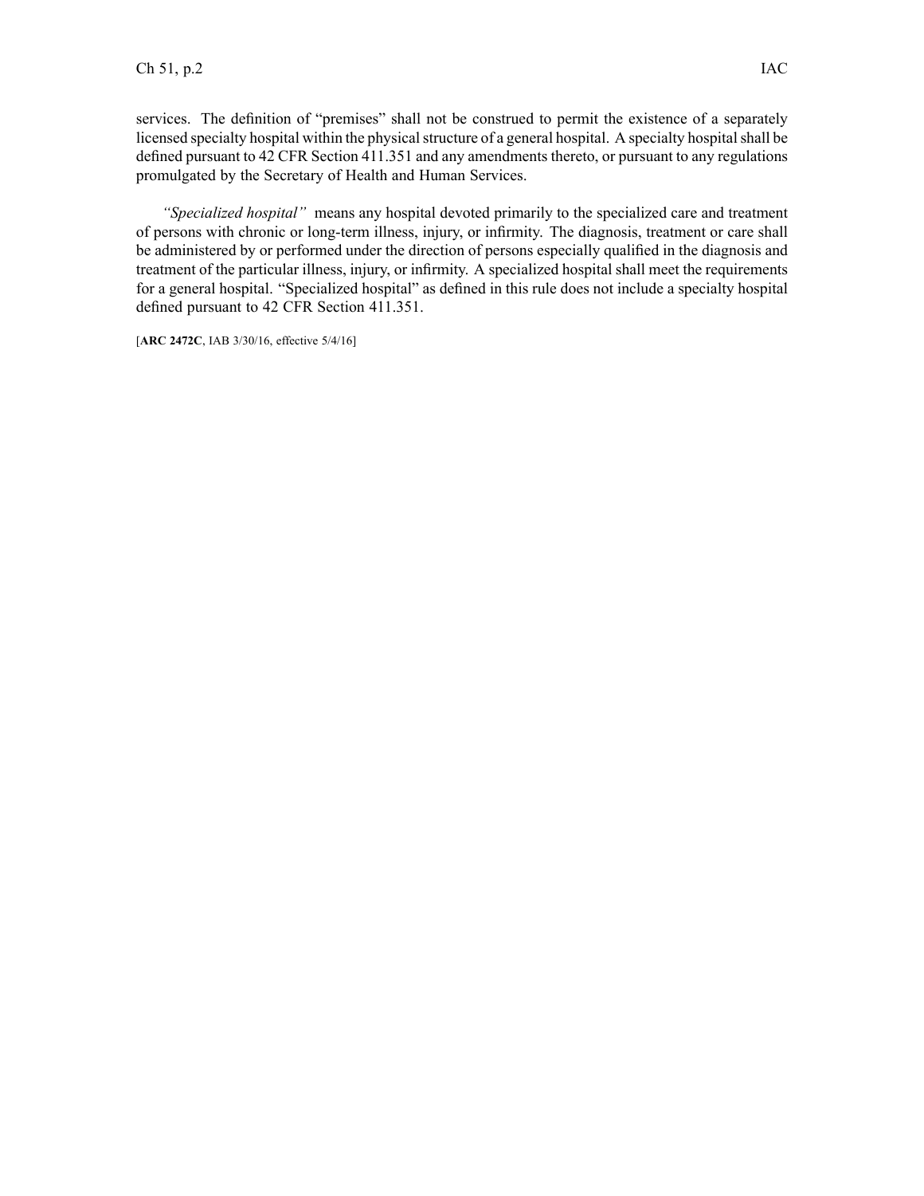services. The definition of "premises" shall not be construed to permit the existence of a separately licensed specialty hospital within the physical structure of a general hospital. A specialty hospital shall be defined pursuant to 42 CFR Section 411.351 and any amendments thereto, or pursuant to any regulations promulgated by the Secretary of Health and Human Services.

*"Specialized hospital"* means any hospital devoted primarily to the specialized care and treatment of persons with chronic or long-term illness, injury, or infirmity. The diagnosis, treatment or care shall be administered by or performed under the direction of persons especially qualified in the diagnosis and treatment of the particular illness, injury, or infirmity. A specialized hospital shall meet the requirements for a general hospital. "Specialized hospital" as defined in this rule does not include a specialty hospital defined pursuant to 42 CFR Section 411.351.

[**ARC 2472C**, IAB 3/30/16, effective 5/4/16]